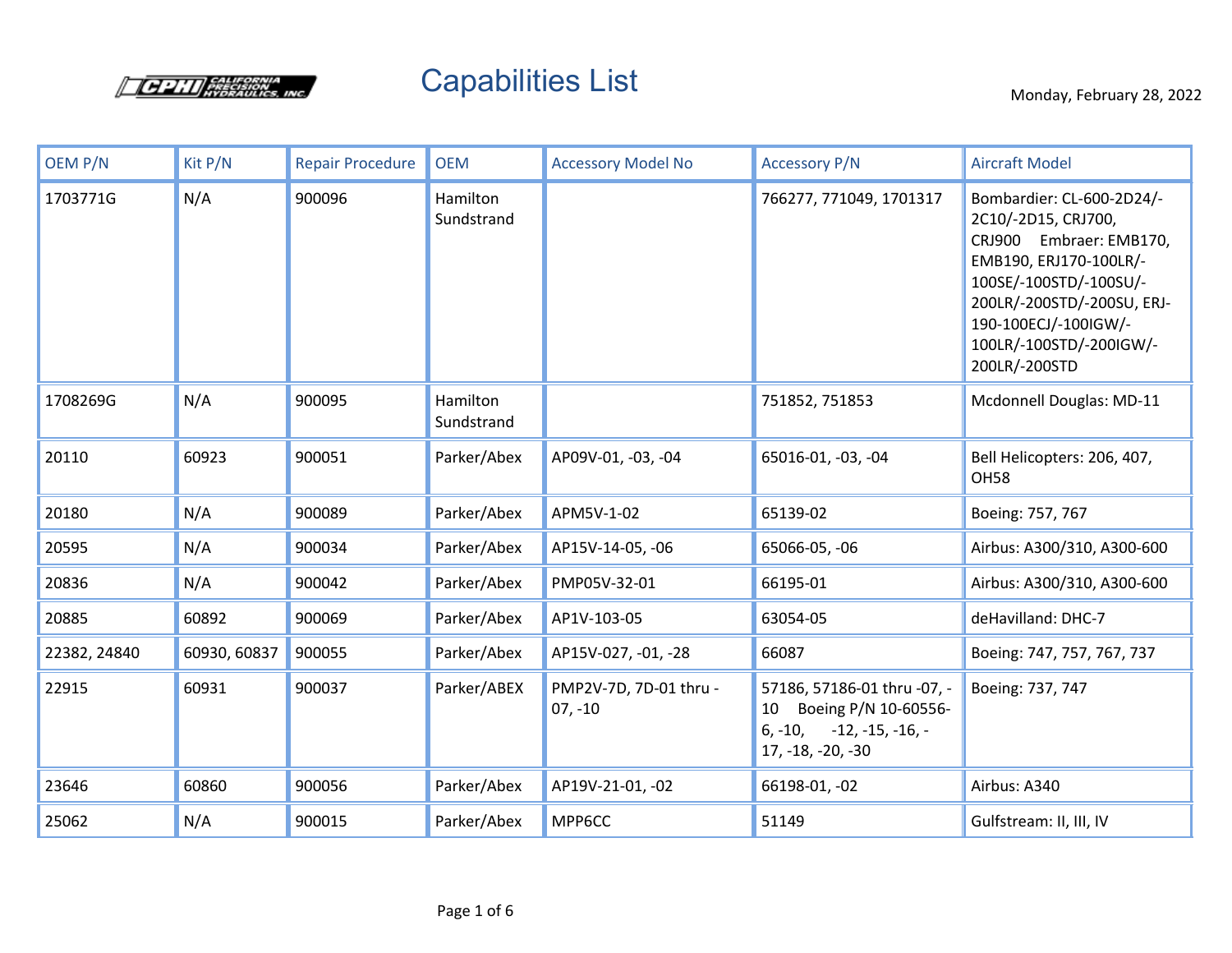# Capabilities List

Monday, February 28, 2022

| OEM P/N | Kit P/N | Repair Procedure | OEM | Accessory Model No | Accessory P/N | Aircraft Model |
|---|---|---|---|---|---|---|
| 1703771G | N/A | 900096 | Hamilton Sundstrand | | 766277, 771049, 1701317 | Bombardier: CL-600-2D24/-2C10/-2D15, CRJ700, CRJ900 Embraer: EMB170, EMB190, ERJ170-100LR/-100SE/-100STD/-100SU/-200LR/-200STD/-200SU, ERJ-190-100ECJ/-100IGW/-100LR/-100STD/-200IGW/-200LR/-200STD |
| 1708269G | N/A | 900095 | Hamilton Sundstrand | | 751852, 751853 | Mcdonnell Douglas: MD-11 |
| 20110 | 60923 | 900051 | Parker/Abex | AP09V-01, -03, -04 | 65016-01, -03, -04 | Bell Helicopters: 206, 407, OH58 |
| 20180 | N/A | 900089 | Parker/Abex | APM5V-1-02 | 65139-02 | Boeing: 757, 767 |
| 20595 | N/A | 900034 | Parker/Abex | AP15V-14-05, -06 | 65066-05, -06 | Airbus: A300/310, A300-600 |
| 20836 | N/A | 900042 | Parker/Abex | PMP05V-32-01 | 66195-01 | Airbus: A300/310, A300-600 |
| 20885 | 60892 | 900069 | Parker/Abex | AP1V-103-05 | 63054-05 | deHavilland: DHC-7 |
| 22382, 24840 | 60930, 60837 | 900055 | Parker/Abex | AP15V-027, -01, -28 | 66087 | Boeing: 747, 757, 767, 737 |
| 22915 | 60931 | 900037 | Parker/ABEX | PMP2V-7D, 7D-01 thru -07, -10 | 57186, 57186-01 thru -07, -10 Boeing P/N 10-60556-6, -10, -12, -15, -16, -17, -18, -20, -30 | Boeing: 737, 747 |
| 23646 | 60860 | 900056 | Parker/Abex | AP19V-21-01, -02 | 66198-01, -02 | Airbus: A340 |
| 25062 | N/A | 900015 | Parker/Abex | MPP6CC | 51149 | Gulfstream: II, III, IV |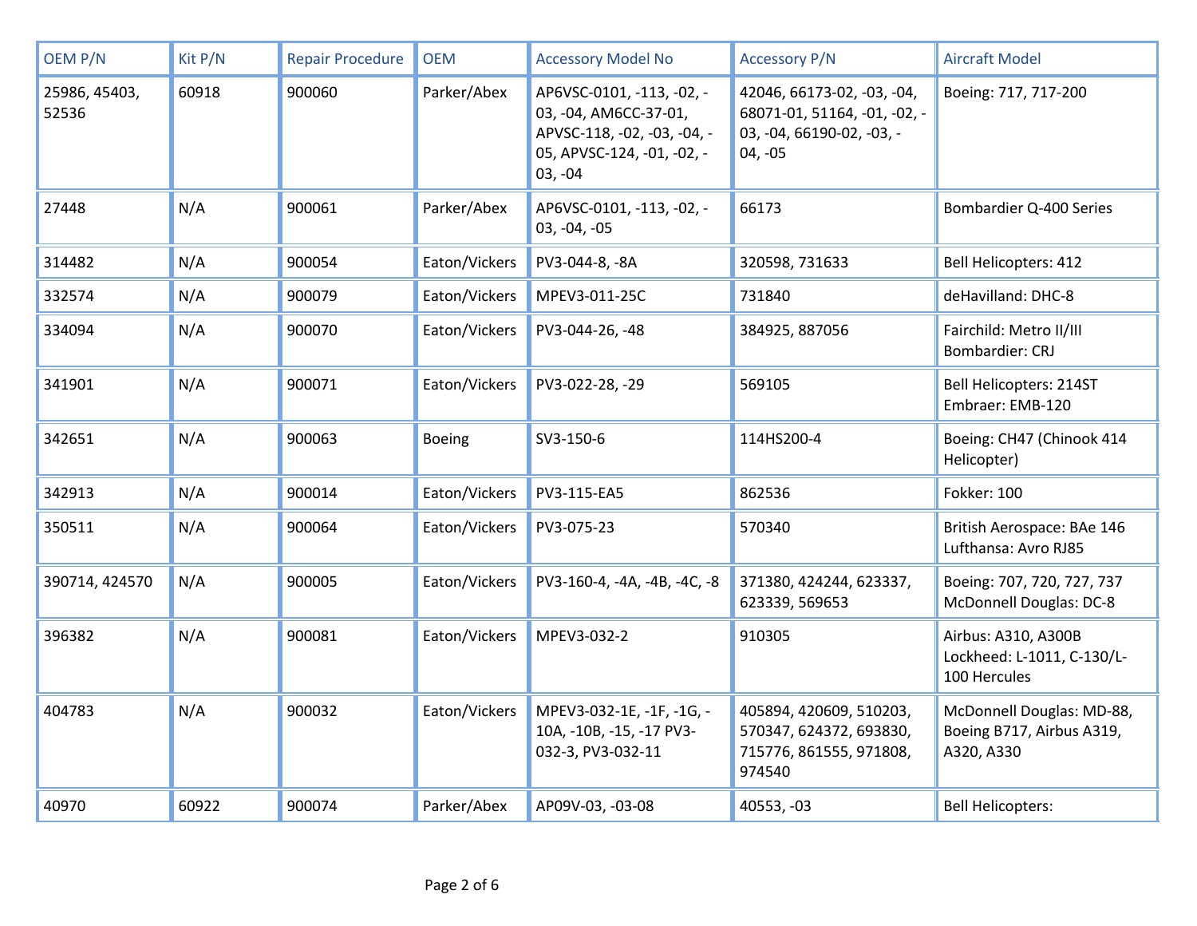| OEM P/N | Kit P/N | Repair Procedure | OEM | Accessory Model No | Accessory P/N | Aircraft Model |
|---|---|---|---|---|---|---|
| 25986, 45403, 52536 | 60918 | 900060 | Parker/Abex | AP6VSC-0101, -113, -02, -03, -04, AM6CC-37-01, APVSC-118, -02, -03, -04, -05, APVSC-124, -01, -02, -03, -04 | 42046, 66173-02, -03, -04, 68071-01, 51164, -01, -02, -03, -04, 66190-02, -03, -04, -05 | Boeing: 717, 717-200 |
| 27448 | N/A | 900061 | Parker/Abex | AP6VSC-0101, -113, -02, -03, -04, -05 | 66173 | Bombardier Q-400 Series |
| 314482 | N/A | 900054 | Eaton/Vickers | PV3-044-8, -8A | 320598, 731633 | Bell Helicopters: 412 |
| 332574 | N/A | 900079 | Eaton/Vickers | MPEV3-011-25C | 731840 | deHavilland: DHC-8 |
| 334094 | N/A | 900070 | Eaton/Vickers | PV3-044-26, -48 | 384925, 887056 | Fairchild: Metro II/III Bombardier: CRJ |
| 341901 | N/A | 900071 | Eaton/Vickers | PV3-022-28, -29 | 569105 | Bell Helicopters: 214ST Embraer: EMB-120 |
| 342651 | N/A | 900063 | Boeing | SV3-150-6 | 114HS200-4 | Boeing: CH47 (Chinook 414 Helicopter) |
| 342913 | N/A | 900014 | Eaton/Vickers | PV3-115-EA5 | 862536 | Fokker: 100 |
| 350511 | N/A | 900064 | Eaton/Vickers | PV3-075-23 | 570340 | British Aerospace: BAe 146 Lufthansa: Avro RJ85 |
| 390714, 424570 | N/A | 900005 | Eaton/Vickers | PV3-160-4, -4A, -4B, -4C, -8 | 371380, 424244, 623337, 623339, 569653 | Boeing: 707, 720, 727, 737 McDonnell Douglas: DC-8 |
| 396382 | N/A | 900081 | Eaton/Vickers | MPEV3-032-2 | 910305 | Airbus: A310, A300B Lockheed: L-1011, C-130/L-100 Hercules |
| 404783 | N/A | 900032 | Eaton/Vickers | MPEV3-032-1E, -1F, -1G, -10A, -10B, -15, -17 PV3-032-3, PV3-032-11 | 405894, 420609, 510203, 570347, 624372, 693830, 715776, 861555, 971808, 974540 | McDonnell Douglas: MD-88, Boeing B717, Airbus A319, A320, A330 |
| 40970 | 60922 | 900074 | Parker/Abex | AP09V-03, -03-08 | 40553, -03 | Bell Helicopters: |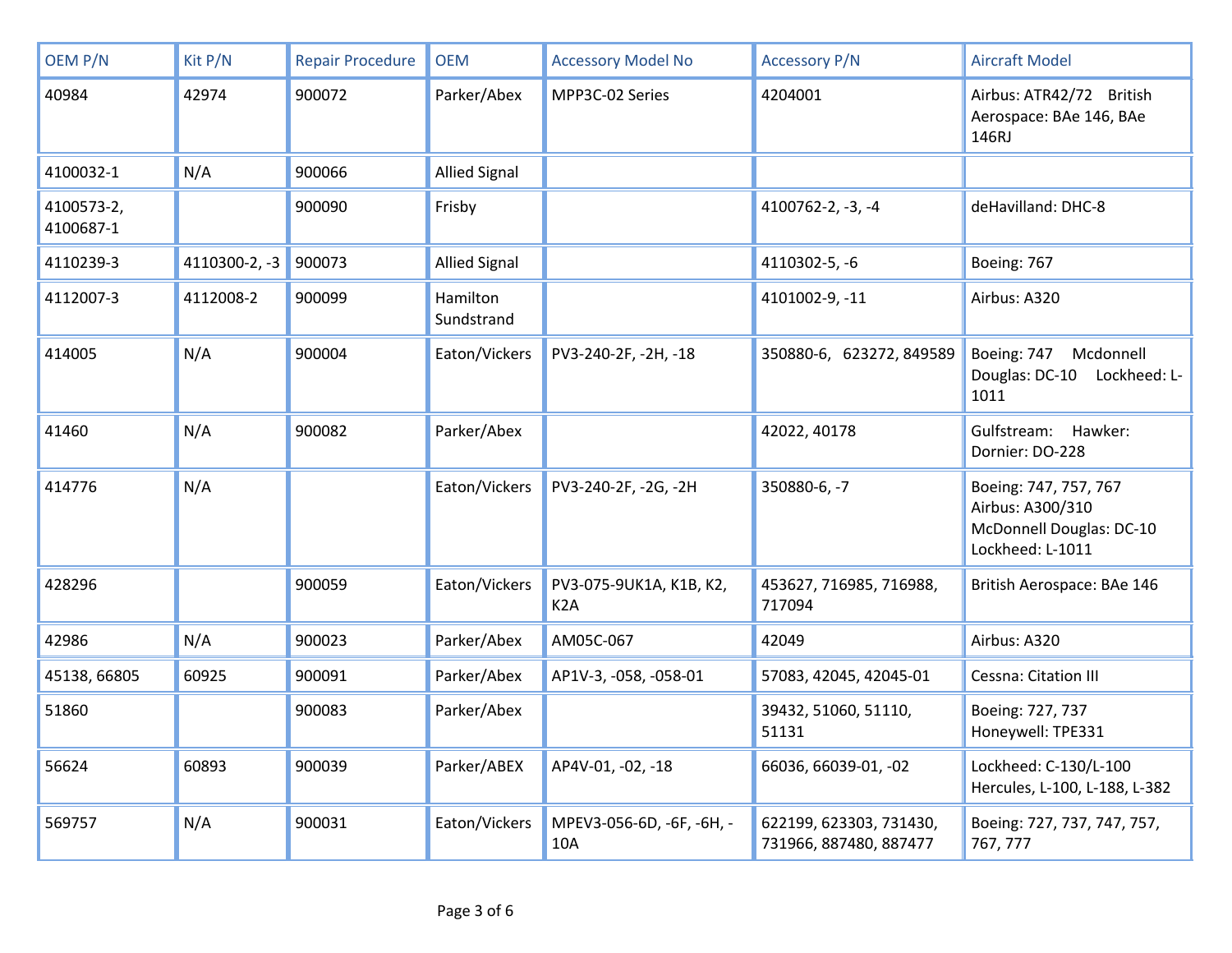| OEM P/N | Kit P/N | Repair Procedure | OEM | Accessory Model No | Accessory P/N | Aircraft Model |
|---|---|---|---|---|---|---|
| 40984 | 42974 | 900072 | Parker/Abex | MPP3C-02 Series | 4204001 | Airbus: ATR42/72 British Aerospace: BAe 146, BAe 146RJ |
| 4100032-1 | N/A | 900066 | Allied Signal | | | |
| 4100573-2, 4100687-1 | | 900090 | Frisby | | 4100762-2, -3, -4 | deHavilland: DHC-8 |
| 4110239-3 | 4110300-2, -3 | 900073 | Allied Signal | | 4110302-5, -6 | Boeing: 767 |
| 4112007-3 | 4112008-2 | 900099 | Hamilton Sundstrand | | 4101002-9, -11 | Airbus: A320 |
| 414005 | N/A | 900004 | Eaton/Vickers | PV3-240-2F, -2H, -18 | 350880-6, 623272, 849589 | Boeing: 747 Mcdonnell Douglas: DC-10 Lockheed: L-1011 |
| 41460 | N/A | 900082 | Parker/Abex | | 42022, 40178 | Gulfstream: Hawker: Dornier: DO-228 |
| 414776 | N/A | | Eaton/Vickers | PV3-240-2F, -2G, -2H | 350880-6, -7 | Boeing: 747, 757, 767 Airbus: A300/310 McDonnell Douglas: DC-10 Lockheed: L-1011 |
| 428296 | | 900059 | Eaton/Vickers | PV3-075-9UK1A, K1B, K2, K2A | 453627, 716985, 716988, 717094 | British Aerospace: BAe 146 |
| 42986 | N/A | 900023 | Parker/Abex | AM05C-067 | 42049 | Airbus: A320 |
| 45138, 66805 | 60925 | 900091 | Parker/Abex | AP1V-3, -058, -058-01 | 57083, 42045, 42045-01 | Cessna: Citation III |
| 51860 | | 900083 | Parker/Abex | | 39432, 51060, 51110, 51131 | Boeing: 727, 737 Honeywell: TPE331 |
| 56624 | 60893 | 900039 | Parker/ABEX | AP4V-01, -02, -18 | 66036, 66039-01, -02 | Lockheed: C-130/L-100 Hercules, L-100, L-188, L-382 |
| 569757 | N/A | 900031 | Eaton/Vickers | MPEV3-056-6D, -6F, -6H, -10A | 622199, 623303, 731430, 731966, 887480, 887477 | Boeing: 727, 737, 747, 757, 767, 777 |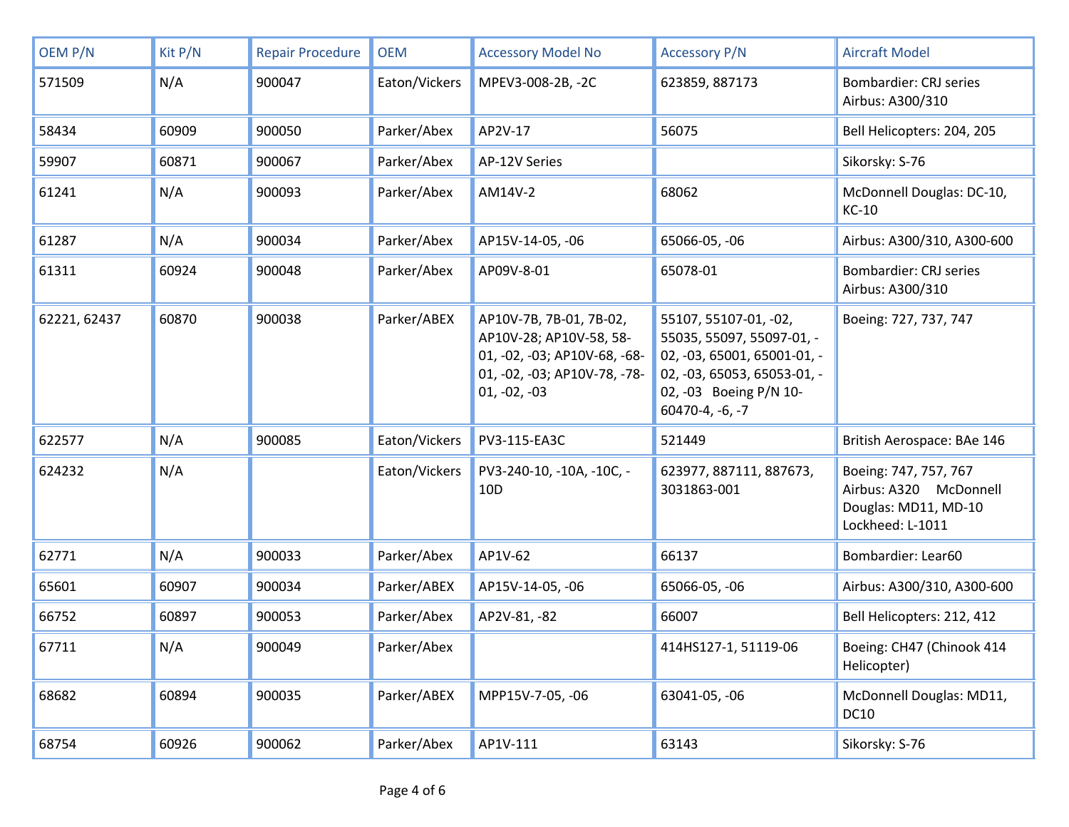| OEM P/N | Kit P/N | Repair Procedure | OEM | Accessory Model No | Accessory P/N | Aircraft Model |
|---|---|---|---|---|---|---|
| 571509 | N/A | 900047 | Eaton/Vickers | MPEV3-008-2B, -2C | 623859, 887173 | Bombardier: CRJ series Airbus: A300/310 |
| 58434 | 60909 | 900050 | Parker/Abex | AP2V-17 | 56075 | Bell Helicopters: 204, 205 |
| 59907 | 60871 | 900067 | Parker/Abex | AP-12V Series | | Sikorsky: S-76 |
| 61241 | N/A | 900093 | Parker/Abex | AM14V-2 | 68062 | McDonnell Douglas: DC-10, KC-10 |
| 61287 | N/A | 900034 | Parker/Abex | AP15V-14-05, -06 | 65066-05, -06 | Airbus: A300/310, A300-600 |
| 61311 | 60924 | 900048 | Parker/Abex | AP09V-8-01 | 65078-01 | Bombardier: CRJ series Airbus: A300/310 |
| 62221, 62437 | 60870 | 900038 | Parker/ABEX | AP10V-7B, 7B-01, 7B-02, AP10V-28; AP10V-58, 58-01, -02, -03; AP10V-68, -68-01, -02, -03; AP10V-78, -78-01, -02, -03 | 55107, 55107-01, -02, 55035, 55097, 55097-01, -02, -03, 65001, 65001-01, -02, -03, 65053, 65053-01, -02, -03 Boeing P/N 10-60470-4, -6, -7 | Boeing: 727, 737, 747 |
| 622577 | N/A | 900085 | Eaton/Vickers | PV3-115-EA3C | 521449 | British Aerospace: BAe 146 |
| 624232 | N/A | | Eaton/Vickers | PV3-240-10, -10A, -10C, -10D | 623977, 887111, 887673, 3031863-001 | Boeing: 747, 757, 767 Airbus: A320 McDonnell Douglas: MD11, MD-10 Lockheed: L-1011 |
| 62771 | N/A | 900033 | Parker/Abex | AP1V-62 | 66137 | Bombardier: Lear60 |
| 65601 | 60907 | 900034 | Parker/ABEX | AP15V-14-05, -06 | 65066-05, -06 | Airbus: A300/310, A300-600 |
| 66752 | 60897 | 900053 | Parker/Abex | AP2V-81, -82 | 66007 | Bell Helicopters: 212, 412 |
| 67711 | N/A | 900049 | Parker/Abex | | 414HS127-1, 51119-06 | Boeing: CH47 (Chinook 414 Helicopter) |
| 68682 | 60894 | 900035 | Parker/ABEX | MPP15V-7-05, -06 | 63041-05, -06 | McDonnell Douglas: MD11, DC10 |
| 68754 | 60926 | 900062 | Parker/Abex | AP1V-111 | 63143 | Sikorsky: S-76 |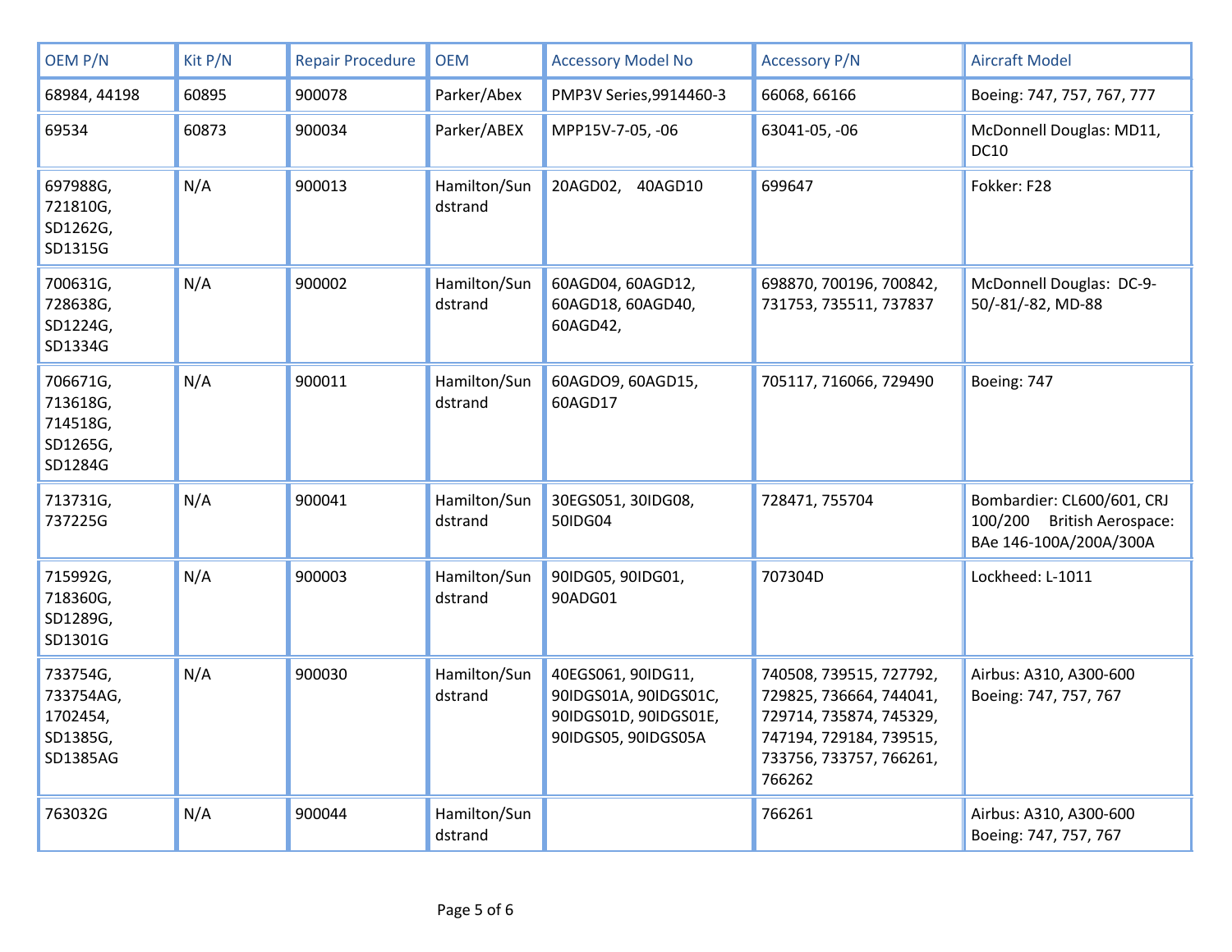| OEM P/N | Kit P/N | Repair Procedure | OEM | Accessory Model No | Accessory P/N | Aircraft Model |
|---|---|---|---|---|---|---|
| 68984, 44198 | 60895 | 900078 | Parker/Abex | PMP3V Series,9914460-3 | 66068, 66166 | Boeing: 747, 757, 767, 777 |
| 69534 | 60873 | 900034 | Parker/ABEX | MPP15V-7-05, -06 | 63041-05, -06 | McDonnell Douglas: MD11, DC10 |
| 697988G, 721810G, SD1262G, SD1315G | N/A | 900013 | Hamilton/Sundstrand | 20AGD02, 40AGD10 | 699647 | Fokker: F28 |
| 700631G, 728638G, SD1224G, SD1334G | N/A | 900002 | Hamilton/Sundstrand | 60AGD04, 60AGD12, 60AGD18, 60AGD40, 60AGD42, | 698870, 700196, 700842, 731753, 735511, 737837 | McDonnell Douglas: DC-9-50/-81/-82, MD-88 |
| 706671G, 713618G, 714518G, SD1265G, SD1284G | N/A | 900011 | Hamilton/Sundstrand | 60AGDO9, 60AGD15, 60AGD17 | 705117, 716066, 729490 | Boeing: 747 |
| 713731G, 737225G | N/A | 900041 | Hamilton/Sundstrand | 30EGS051, 30IDG08, 50IDG04 | 728471, 755704 | Bombardier: CL600/601, CRJ 100/200 British Aerospace: BAe 146-100A/200A/300A |
| 715992G, 718360G, SD1289G, SD1301G | N/A | 900003 | Hamilton/Sundstrand | 90IDG05, 90IDG01, 90ADG01 | 707304D | Lockheed: L-1011 |
| 733754G, 733754AG, 1702454, SD1385G, SD1385AG | N/A | 900030 | Hamilton/Sundstrand | 40EGS061, 90IDG11, 90IDGS01A, 90IDGS01C, 90IDGS01D, 90IDGS01E, 90IDGS05, 90IDGS05A | 740508, 739515, 727792, 729825, 736664, 744041, 729714, 735874, 745329, 747194, 729184, 739515, 733756, 733757, 766261, 766262 | Airbus: A310, A300-600 Boeing: 747, 757, 767 |
| 763032G | N/A | 900044 | Hamilton/Sundstrand | | 766261 | Airbus: A310, A300-600 Boeing: 747, 757, 767 |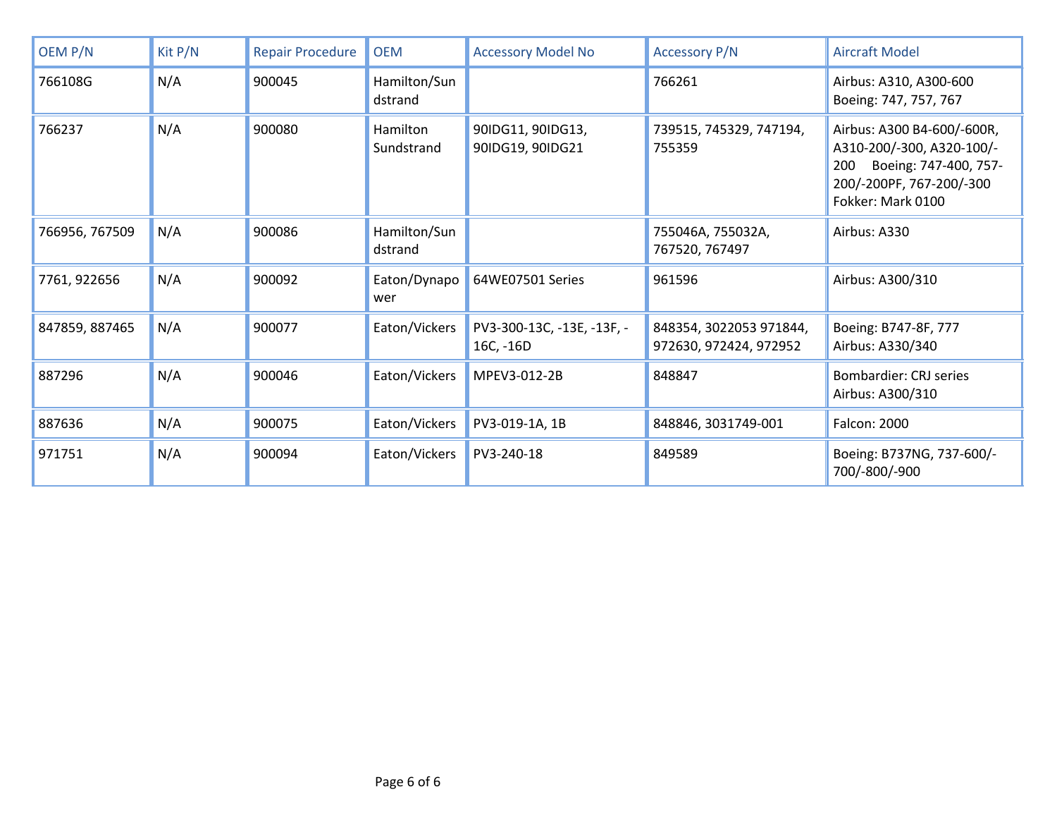| OEM P/N | Kit P/N | Repair Procedure | OEM | Accessory Model No | Accessory P/N | Aircraft Model |
|---|---|---|---|---|---|---|
| 766108G | N/A | 900045 | Hamilton/Sundstrand | | 766261 | Airbus: A310, A300-600 Boeing: 747, 757, 767 |
| 766237 | N/A | 900080 | Hamilton Sundstrand | 90IDG11, 90IDG13, 90IDG19, 90IDG21 | 739515, 745329, 747194, 755359 | Airbus: A300 B4-600/-600R, A310-200/-300, A320-100/-200 Boeing: 747-400, 757-200/-200PF, 767-200/-300 Fokker: Mark 0100 |
| 766956, 767509 | N/A | 900086 | Hamilton/Sundstrand | | 755046A, 755032A, 767520, 767497 | Airbus: A330 |
| 7761, 922656 | N/A | 900092 | Eaton/Dynapower | 64WE07501 Series | 961596 | Airbus: A300/310 |
| 847859, 887465 | N/A | 900077 | Eaton/Vickers | PV3-300-13C, -13E, -13F, -16C, -16D | 848354, 3022053 971844, 972630, 972424, 972952 | Boeing: B747-8F, 777 Airbus: A330/340 |
| 887296 | N/A | 900046 | Eaton/Vickers | MPEV3-012-2B | 848847 | Bombardier: CRJ series Airbus: A300/310 |
| 887636 | N/A | 900075 | Eaton/Vickers | PV3-019-1A, 1B | 848846, 3031749-001 | Falcon: 2000 |
| 971751 | N/A | 900094 | Eaton/Vickers | PV3-240-18 | 849589 | Boeing: B737NG, 737-600/-700/-800/-900 |